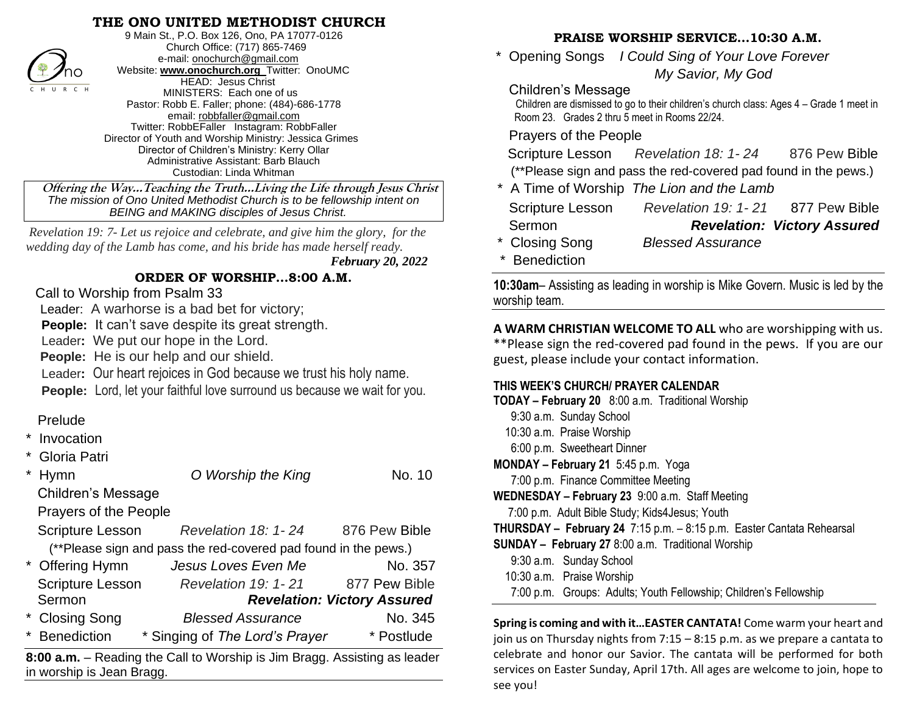# THE ONO UNITED METHODIST CHURCH

9 Main St., P.O. Box 126, Ono, PA 17077-0126
Church Office: (717) 865-7469
e-mail: onochurch@gmail.com
Website: **www.onochurch.org** Twitter: OnoUMC
HEAD: Jesus Christ
MINISTERS: Each one of us
Pastor: Robb E. Faller; phone: (484)-686-1778
email: robbfaller@gmail.com
Twitter: RobbEFaller Instagram: RobbFaller
Director of Youth and Worship Ministry: Jessica Grimes
Director of Children's Ministry: Kerry Ollar
Administrative Assistant: Barb Blauch
Custodian: Linda Whitman

**Offering the Way…Teaching the Truth…Living the Life through Jesus Christ**
*The mission of Ono United Methodist Church is to be fellowship intent on BEING and MAKING disciples of Jesus Christ.*

*Revelation 19: 7- Let us rejoice and celebrate, and give him the glory, for the wedding day of the Lamb has come, and his bride has made herself ready.*

***February 20, 2022***

## ORDER OF WORSHIP…8:00 A.M.

Call to Worship from Psalm 33

Leader: A warhorse is a bad bet for victory;
**People:** It can't save despite its great strength.
Leader**:** We put our hope in the Lord.
**People:** He is our help and our shield.
Leader**:** Our heart rejoices in God because we trust his holy name.
**People:** Lord, let your faithful love surround us because we wait for you.

Prelude
\* Invocation
\* Gloria Patri
\* Hymn *O Worship the King* No. 10
Children's Message
Prayers of the People
Scripture Lesson *Revelation 18: 1- 24* 876 Pew Bible
(**Please sign and pass the red-covered pad found in the pews.)
\* Offering Hymn *Jesus Loves Even Me* No. 357
Scripture Lesson *Revelation 19: 1- 21* 877 Pew Bible
Sermon ***Revelation: Victory Assured***
\* Closing Song *Blessed Assurance* No. 345
\* Benediction \* Singing of *The Lord's Prayer* \* Postlude

**8:00 a.m.** – Reading the Call to Worship is Jim Bragg. Assisting as leader in worship is Jean Bragg.

## PRAISE WORSHIP SERVICE…10:30 A.M.

\* Opening Songs *I Could Sing of Your Love Forever*
*My Savior, My God*
Children's Message
Children are dismissed to go to their children's church class: Ages 4 – Grade 1 meet in Room 23. Grades 2 thru 5 meet in Rooms 22/24.
Prayers of the People
Scripture Lesson *Revelation 18: 1- 24* 876 Pew Bible
(**Please sign and pass the red-covered pad found in the pews.)
\* A Time of Worship *The Lion and the Lamb*
Scripture Lesson *Revelation 19: 1- 21* 877 Pew Bible
Sermon ***Revelation: Victory Assured***
\* Closing Song *Blessed Assurance*
\* Benediction

**10:30am**– Assisting as leading in worship is Mike Govern. Music is led by the worship team.

**A WARM CHRISTIAN WELCOME TO ALL** who are worshipping with us. **Please sign the red-covered pad found in the pews. If you are our guest, please include your contact information.

**THIS WEEK'S CHURCH/ PRAYER CALENDAR**

**TODAY – February 20** 8:00 a.m. Traditional Worship
9:30 a.m. Sunday School
10:30 a.m. Praise Worship
6:00 p.m. Sweetheart Dinner
**MONDAY – February 21** 5:45 p.m. Yoga
7:00 p.m. Finance Committee Meeting
**WEDNESDAY – February 23** 9:00 a.m. Staff Meeting
7:00 p.m. Adult Bible Study; Kids4Jesus; Youth
**THURSDAY – February 24** 7:15 p.m. – 8:15 p.m. Easter Cantata Rehearsal
**SUNDAY – February 27** 8:00 a.m. Traditional Worship
9:30 a.m. Sunday School
10:30 a.m. Praise Worship
7:00 p.m. Groups: Adults; Youth Fellowship; Children's Fellowship

**Spring is coming and with it…EASTER CANTATA!** Come warm your heart and join us on Thursday nights from 7:15 – 8:15 p.m. as we prepare a cantata to celebrate and honor our Savior. The cantata will be performed for both services on Easter Sunday, April 17th. All ages are welcome to join, hope to see you!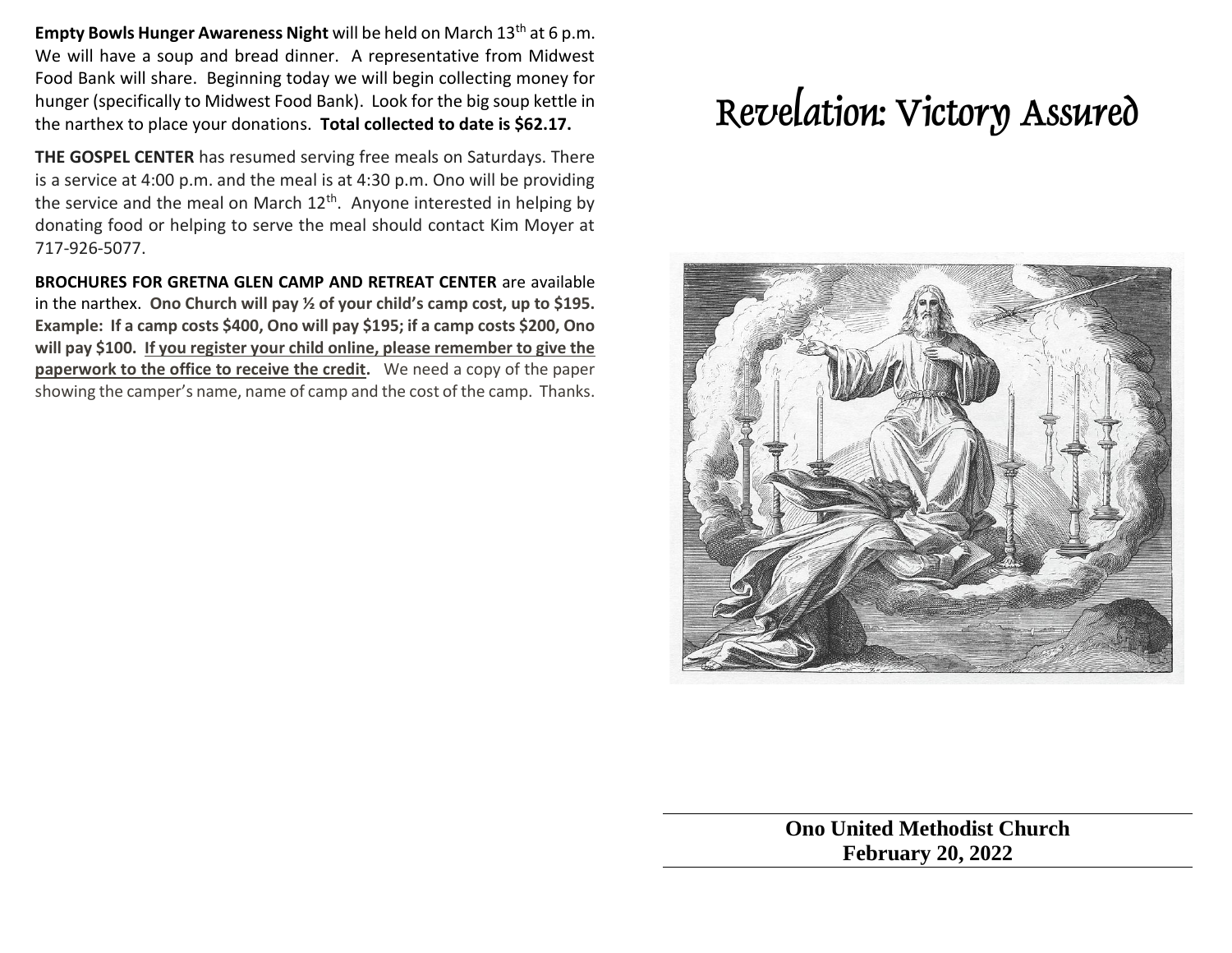**Empty Bowls Hunger Awareness Night** will be held on March 13th at 6 p.m. We will have a soup and bread dinner. A representative from Midwest Food Bank will share. Beginning today we will begin collecting money for hunger (specifically to Midwest Food Bank). Look for the big soup kettle in the narthex to place your donations. **Total collected to date is $62.17.**

**THE GOSPEL CENTER** has resumed serving free meals on Saturdays. There is a service at 4:00 p.m. and the meal is at 4:30 p.m. Ono will be providing the service and the meal on March 12th. Anyone interested in helping by donating food or helping to serve the meal should contact Kim Moyer at 717-926-5077.

**BROCHURES FOR GRETNA GLEN CAMP AND RETREAT CENTER** are available in the narthex. **Ono Church will pay ½ of your child's camp cost, up to $195. Example: If a camp costs $400, Ono will pay $195; if a camp costs $200, Ono will pay $100. If you register your child online, please remember to give the paperwork to the office to receive the credit.** We need a copy of the paper showing the camper's name, name of camp and the cost of the camp. Thanks.

# Revelation: Victory Assured

**Ono United Methodist Church**
**February 20, 2022**